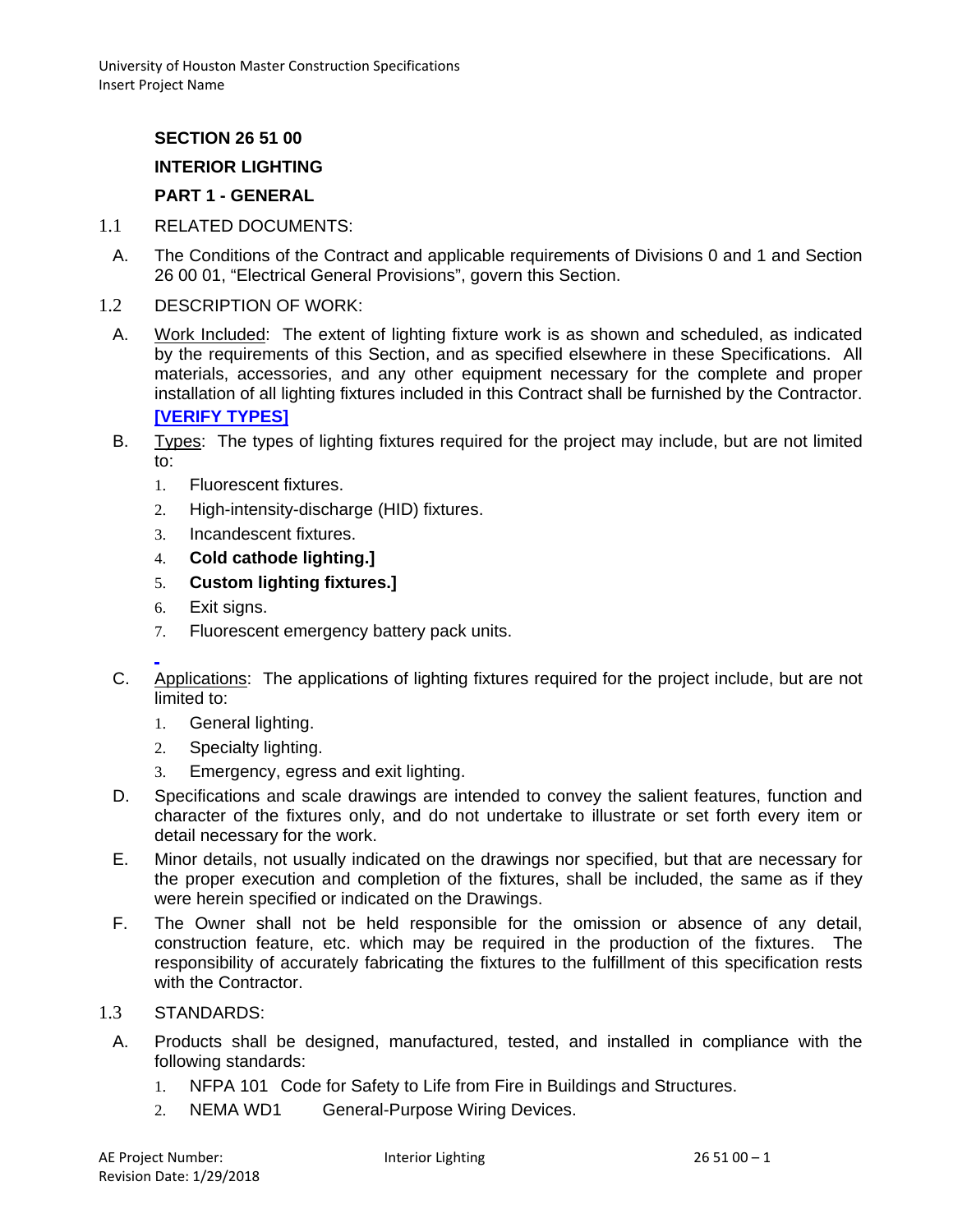# SECTION 26 51 00

# INTERIOR LIGHTING

## PART 1 - GENERAL

1.1 RELATED DOCUMENTS:

A. The Conditions of the Contract and applicable requirements of Divisions 0 and 1 and Section 26 00 01, "Electrical General Provisions", govern this Section.

1.2 DESCRIPTION OF WORK:

A. Work Included: The extent of lighting fixture work is as shown and scheduled, as indicated by the requirements of this Section, and as specified elsewhere in these Specifications. All materials, accessories, and any other equipment necessary for the complete and proper installation of all lighting fixtures included in this Contract shall be furnished by the Contractor. **[VERIFY TYPES]**

B. Types: The types of lighting fixtures required for the project may include, but are not limited to:

1. Fluorescent fixtures.
2. High-intensity-discharge (HID) fixtures.
3. Incandescent fixtures.
4. **Cold cathode lighting.]**
5. **Custom lighting fixtures.]**
6. Exit signs.
7. Fluorescent emergency battery pack units.

C. Applications: The applications of lighting fixtures required for the project include, but are not limited to:

1. General lighting.
2. Specialty lighting.
3. Emergency, egress and exit lighting.

D. Specifications and scale drawings are intended to convey the salient features, function and character of the fixtures only, and do not undertake to illustrate or set forth every item or detail necessary for the work.

E. Minor details, not usually indicated on the drawings nor specified, but that are necessary for the proper execution and completion of the fixtures, shall be included, the same as if they were herein specified or indicated on the Drawings.

F. The Owner shall not be held responsible for the omission or absence of any detail, construction feature, etc. which may be required in the production of the fixtures. The responsibility of accurately fabricating the fixtures to the fulfillment of this specification rests with the Contractor.

1.3 STANDARDS:

A. Products shall be designed, manufactured, tested, and installed in compliance with the following standards:

1. NFPA 101 Code for Safety to Life from Fire in Buildings and Structures.
2. NEMA WD1 General-Purpose Wiring Devices.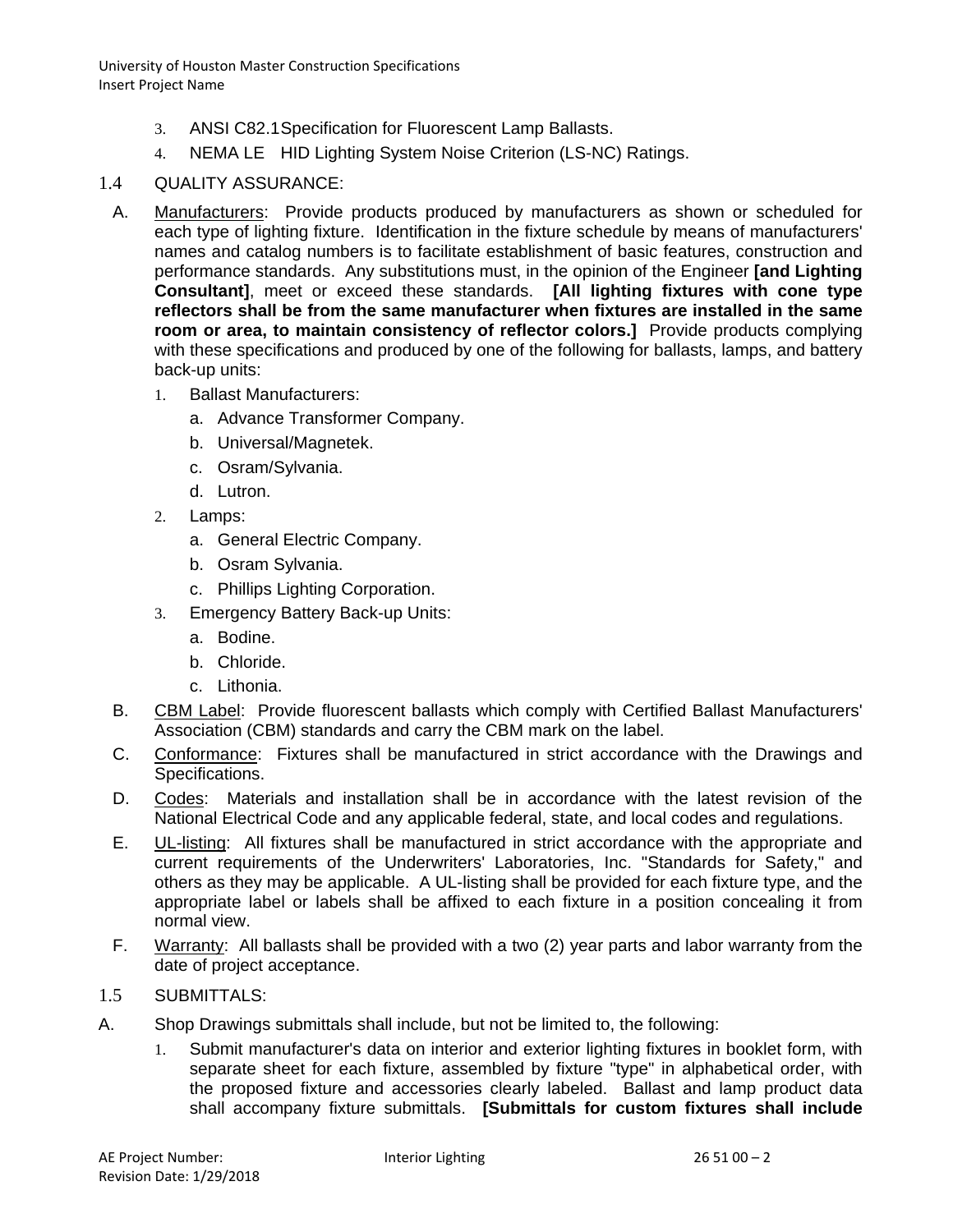3. ANSI C82.1 Specification for Fluorescent Lamp Ballasts.
4. NEMA LE HID Lighting System Noise Criterion (LS-NC) Ratings.

## 1.4 QUALITY ASSURANCE:

A. Manufacturers: Provide products produced by manufacturers as shown or scheduled for each type of lighting fixture. Identification in the fixture schedule by means of manufacturers' names and catalog numbers is to facilitate establishment of basic features, construction and performance standards. Any substitutions must, in the opinion of the Engineer **[and Lighting Consultant]**, meet or exceed these standards. **[All lighting fixtures with cone type reflectors shall be from the same manufacturer when fixtures are installed in the same room or area, to maintain consistency of reflector colors.]** Provide products complying with these specifications and produced by one of the following for ballasts, lamps, and battery back-up units:

1. Ballast Manufacturers:
   a. Advance Transformer Company.
   b. Universal/Magnetek.
   c. Osram/Sylvania.
   d. Lutron.
2. Lamps:
   a. General Electric Company.
   b. Osram Sylvania.
   c. Phillips Lighting Corporation.
3. Emergency Battery Back-up Units:
   a. Bodine.
   b. Chloride.
   c. Lithonia.

B. CBM Label: Provide fluorescent ballasts which comply with Certified Ballast Manufacturers' Association (CBM) standards and carry the CBM mark on the label.

C. Conformance: Fixtures shall be manufactured in strict accordance with the Drawings and Specifications.

D. Codes: Materials and installation shall be in accordance with the latest revision of the National Electrical Code and any applicable federal, state, and local codes and regulations.

E. UL-listing: All fixtures shall be manufactured in strict accordance with the appropriate and current requirements of the Underwriters' Laboratories, Inc. "Standards for Safety," and others as they may be applicable. A UL-listing shall be provided for each fixture type, and the appropriate label or labels shall be affixed to each fixture in a position concealing it from normal view.

F. Warranty: All ballasts shall be provided with a two (2) year parts and labor warranty from the date of project acceptance.

## 1.5 SUBMITTALS:

A. Shop Drawings submittals shall include, but not be limited to, the following:

1. Submit manufacturer's data on interior and exterior lighting fixtures in booklet form, with separate sheet for each fixture, assembled by fixture "type" in alphabetical order, with the proposed fixture and accessories clearly labeled. Ballast and lamp product data shall accompany fixture submittals. **[Submittals for custom fixtures shall include**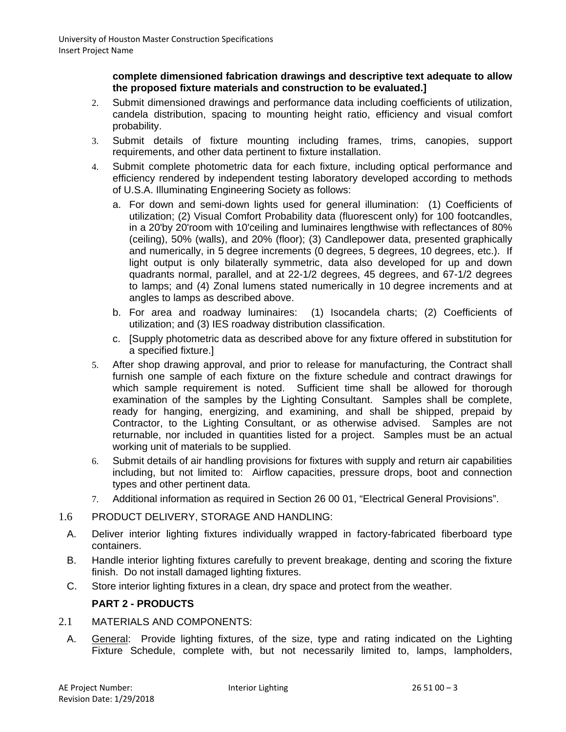**complete dimensioned fabrication drawings and descriptive text adequate to allow the proposed fixture materials and construction to be evaluated.]**

2. Submit dimensioned drawings and performance data including coefficients of utilization, candela distribution, spacing to mounting height ratio, efficiency and visual comfort probability.
3. Submit details of fixture mounting including frames, trims, canopies, support requirements, and other data pertinent to fixture installation.
4. Submit complete photometric data for each fixture, including optical performance and efficiency rendered by independent testing laboratory developed according to methods of U.S.A. Illuminating Engineering Society as follows:
   a. For down and semi-down lights used for general illumination: (1) Coefficients of utilization; (2) Visual Comfort Probability data (fluorescent only) for 100 footcandles, in a 20'by 20'room with 10'ceiling and luminaires lengthwise with reflectances of 80% (ceiling), 50% (walls), and 20% (floor); (3) Candlepower data, presented graphically and numerically, in 5 degree increments (0 degrees, 5 degrees, 10 degrees, etc.). If light output is only bilaterally symmetric, data also developed for up and down quadrants normal, parallel, and at 22-1/2 degrees, 45 degrees, and 67-1/2 degrees to lamps; and (4) Zonal lumens stated numerically in 10 degree increments and at angles to lamps as described above.
   b. For area and roadway luminaires: (1) Isocandela charts; (2) Coefficients of utilization; and (3) IES roadway distribution classification.
   c. [Supply photometric data as described above for any fixture offered in substitution for a specified fixture.]
5. After shop drawing approval, and prior to release for manufacturing, the Contract shall furnish one sample of each fixture on the fixture schedule and contract drawings for which sample requirement is noted. Sufficient time shall be allowed for thorough examination of the samples by the Lighting Consultant. Samples shall be complete, ready for hanging, energizing, and examining, and shall be shipped, prepaid by Contractor, to the Lighting Consultant, or as otherwise advised. Samples are not returnable, nor included in quantities listed for a project. Samples must be an actual working unit of materials to be supplied.
6. Submit details of air handling provisions for fixtures with supply and return air capabilities including, but not limited to: Airflow capacities, pressure drops, boot and connection types and other pertinent data.
7. Additional information as required in Section 26 00 01, "Electrical General Provisions".

1.6 PRODUCT DELIVERY, STORAGE AND HANDLING:

A. Deliver interior lighting fixtures individually wrapped in factory-fabricated fiberboard type containers.

B. Handle interior lighting fixtures carefully to prevent breakage, denting and scoring the fixture finish. Do not install damaged lighting fixtures.

C. Store interior lighting fixtures in a clean, dry space and protect from the weather.

## PART 2 - PRODUCTS

2.1 MATERIALS AND COMPONENTS:

A. General: Provide lighting fixtures, of the size, type and rating indicated on the Lighting Fixture Schedule, complete with, but not necessarily limited to, lamps, lampholders,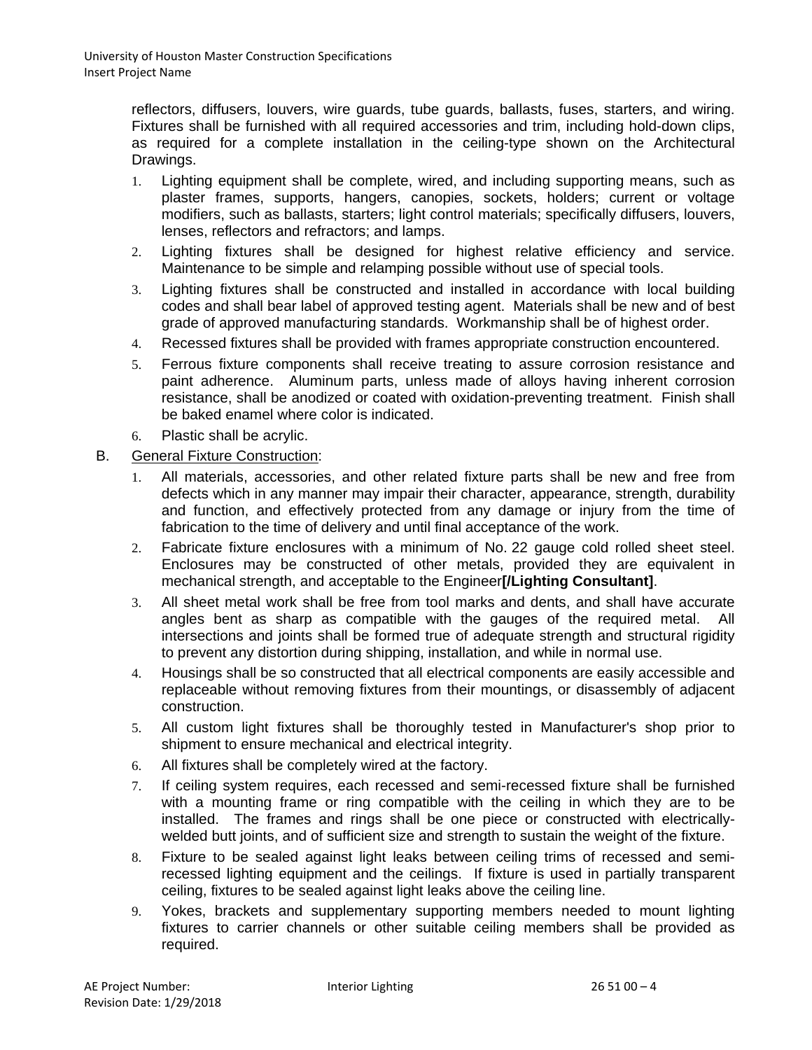reflectors, diffusers, louvers, wire guards, tube guards, ballasts, fuses, starters, and wiring. Fixtures shall be furnished with all required accessories and trim, including hold-down clips, as required for a complete installation in the ceiling-type shown on the Architectural Drawings.

1. Lighting equipment shall be complete, wired, and including supporting means, such as plaster frames, supports, hangers, canopies, sockets, holders; current or voltage modifiers, such as ballasts, starters; light control materials; specifically diffusers, louvers, lenses, reflectors and refractors; and lamps.
2. Lighting fixtures shall be designed for highest relative efficiency and service. Maintenance to be simple and relamping possible without use of special tools.
3. Lighting fixtures shall be constructed and installed in accordance with local building codes and shall bear label of approved testing agent. Materials shall be new and of best grade of approved manufacturing standards. Workmanship shall be of highest order.
4. Recessed fixtures shall be provided with frames appropriate construction encountered.
5. Ferrous fixture components shall receive treating to assure corrosion resistance and paint adherence. Aluminum parts, unless made of alloys having inherent corrosion resistance, shall be anodized or coated with oxidation-preventing treatment. Finish shall be baked enamel where color is indicated.
6. Plastic shall be acrylic.

B. General Fixture Construction:

1. All materials, accessories, and other related fixture parts shall be new and free from defects which in any manner may impair their character, appearance, strength, durability and function, and effectively protected from any damage or injury from the time of fabrication to the time of delivery and until final acceptance of the work.
2. Fabricate fixture enclosures with a minimum of No. 22 gauge cold rolled sheet steel. Enclosures may be constructed of other metals, provided they are equivalent in mechanical strength, and acceptable to the Engineer**[/Lighting Consultant]**.
3. All sheet metal work shall be free from tool marks and dents, and shall have accurate angles bent as sharp as compatible with the gauges of the required metal. All intersections and joints shall be formed true of adequate strength and structural rigidity to prevent any distortion during shipping, installation, and while in normal use.
4. Housings shall be so constructed that all electrical components are easily accessible and replaceable without removing fixtures from their mountings, or disassembly of adjacent construction.
5. All custom light fixtures shall be thoroughly tested in Manufacturer's shop prior to shipment to ensure mechanical and electrical integrity.
6. All fixtures shall be completely wired at the factory.
7. If ceiling system requires, each recessed and semi-recessed fixture shall be furnished with a mounting frame or ring compatible with the ceiling in which they are to be installed. The frames and rings shall be one piece or constructed with electrically-welded butt joints, and of sufficient size and strength to sustain the weight of the fixture.
8. Fixture to be sealed against light leaks between ceiling trims of recessed and semi-recessed lighting equipment and the ceilings. If fixture is used in partially transparent ceiling, fixtures to be sealed against light leaks above the ceiling line.
9. Yokes, brackets and supplementary supporting members needed to mount lighting fixtures to carrier channels or other suitable ceiling members shall be provided as required.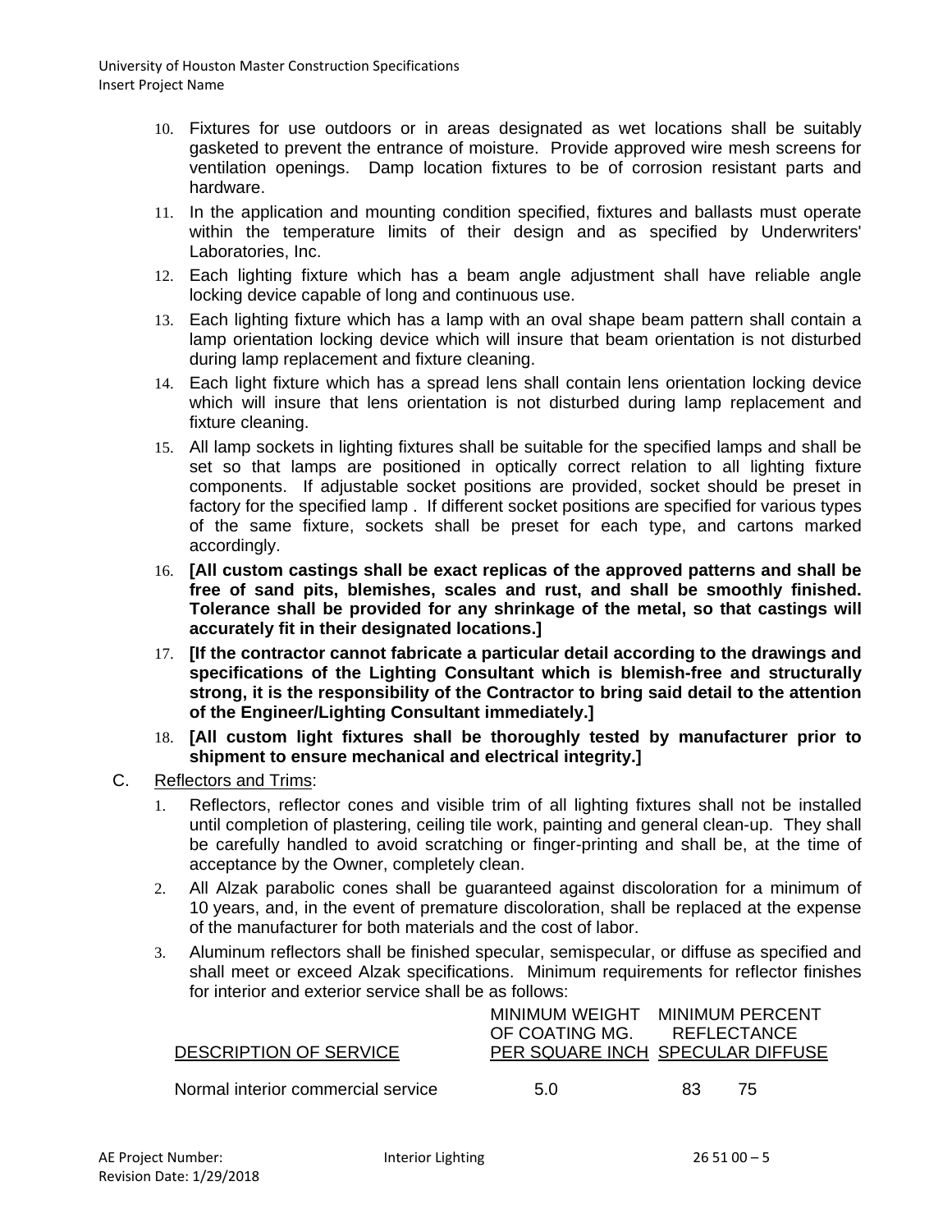10. Fixtures for use outdoors or in areas designated as wet locations shall be suitably gasketed to prevent the entrance of moisture. Provide approved wire mesh screens for ventilation openings. Damp location fixtures to be of corrosion resistant parts and hardware.
11. In the application and mounting condition specified, fixtures and ballasts must operate within the temperature limits of their design and as specified by Underwriters' Laboratories, Inc.
12. Each lighting fixture which has a beam angle adjustment shall have reliable angle locking device capable of long and continuous use.
13. Each lighting fixture which has a lamp with an oval shape beam pattern shall contain a lamp orientation locking device which will insure that beam orientation is not disturbed during lamp replacement and fixture cleaning.
14. Each light fixture which has a spread lens shall contain lens orientation locking device which will insure that lens orientation is not disturbed during lamp replacement and fixture cleaning.
15. All lamp sockets in lighting fixtures shall be suitable for the specified lamps and shall be set so that lamps are positioned in optically correct relation to all lighting fixture components. If adjustable socket positions are provided, socket should be preset in factory for the specified lamp . If different socket positions are specified for various types of the same fixture, sockets shall be preset for each type, and cartons marked accordingly.
16. **[All custom castings shall be exact replicas of the approved patterns and shall be free of sand pits, blemishes, scales and rust, and shall be smoothly finished. Tolerance shall be provided for any shrinkage of the metal, so that castings will accurately fit in their designated locations.]**
17. **[If the contractor cannot fabricate a particular detail according to the drawings and specifications of the Lighting Consultant which is blemish-free and structurally strong, it is the responsibility of the Contractor to bring said detail to the attention of the Engineer/Lighting Consultant immediately.]**
18. **[All custom light fixtures shall be thoroughly tested by manufacturer prior to shipment to ensure mechanical and electrical integrity.]**

C. Reflectors and Trims:

1. Reflectors, reflector cones and visible trim of all lighting fixtures shall not be installed until completion of plastering, ceiling tile work, painting and general clean-up. They shall be carefully handled to avoid scratching or finger-printing and shall be, at the time of acceptance by the Owner, completely clean.
2. All Alzak parabolic cones shall be guaranteed against discoloration for a minimum of 10 years, and, in the event of premature discoloration, shall be replaced at the expense of the manufacturer for both materials and the cost of labor.
3. Aluminum reflectors shall be finished specular, semispecular, or diffuse as specified and shall meet or exceed Alzak specifications. Minimum requirements for reflector finishes for interior and exterior service shall be as follows:

| DESCRIPTION OF SERVICE | MINIMUM WEIGHT OF COATING MG. PER SQUARE INCH | MINIMUM PERCENT REFLECTANCE SPECULAR | DIFFUSE |
|---|---|---|---|
| Normal interior commercial service | 5.0 | 83 | 75 |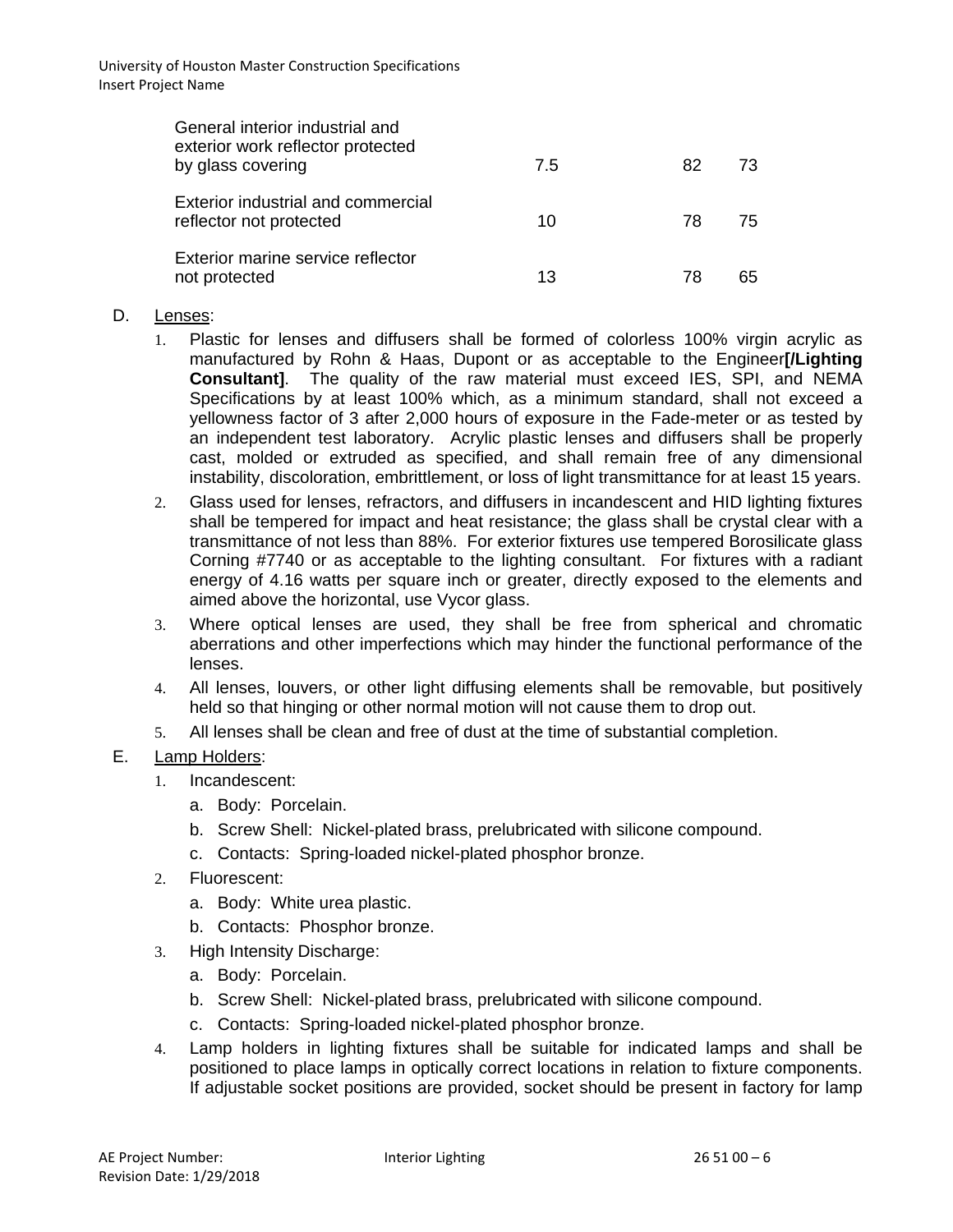| | | | |
|---|---|---|---|
| General interior industrial and exterior work reflector protected by glass covering | 7.5 | 82 | 73 |
| Exterior industrial and commercial reflector not protected | 10 | 78 | 75 |
| Exterior marine service reflector not protected | 13 | 78 | 65 |

D. Lenses:

1. Plastic for lenses and diffusers shall be formed of colorless 100% virgin acrylic as manufactured by Rohn & Haas, Dupont or as acceptable to the Engineer**[/Lighting Consultant]**. The quality of the raw material must exceed IES, SPI, and NEMA Specifications by at least 100% which, as a minimum standard, shall not exceed a yellowness factor of 3 after 2,000 hours of exposure in the Fade-meter or as tested by an independent test laboratory. Acrylic plastic lenses and diffusers shall be properly cast, molded or extruded as specified, and shall remain free of any dimensional instability, discoloration, embrittlement, or loss of light transmittance for at least 15 years.
2. Glass used for lenses, refractors, and diffusers in incandescent and HID lighting fixtures shall be tempered for impact and heat resistance; the glass shall be crystal clear with a transmittance of not less than 88%. For exterior fixtures use tempered Borosilicate glass Corning #7740 or as acceptable to the lighting consultant. For fixtures with a radiant energy of 4.16 watts per square inch or greater, directly exposed to the elements and aimed above the horizontal, use Vycor glass.
3. Where optical lenses are used, they shall be free from spherical and chromatic aberrations and other imperfections which may hinder the functional performance of the lenses.
4. All lenses, louvers, or other light diffusing elements shall be removable, but positively held so that hinging or other normal motion will not cause them to drop out.
5. All lenses shall be clean and free of dust at the time of substantial completion.

E. Lamp Holders:

1. Incandescent:
   a. Body: Porcelain.
   b. Screw Shell: Nickel-plated brass, prelubricated with silicone compound.
   c. Contacts: Spring-loaded nickel-plated phosphor bronze.
2. Fluorescent:
   a. Body: White urea plastic.
   b. Contacts: Phosphor bronze.
3. High Intensity Discharge:
   a. Body: Porcelain.
   b. Screw Shell: Nickel-plated brass, prelubricated with silicone compound.
   c. Contacts: Spring-loaded nickel-plated phosphor bronze.
4. Lamp holders in lighting fixtures shall be suitable for indicated lamps and shall be positioned to place lamps in optically correct locations in relation to fixture components. If adjustable socket positions are provided, socket should be present in factory for lamp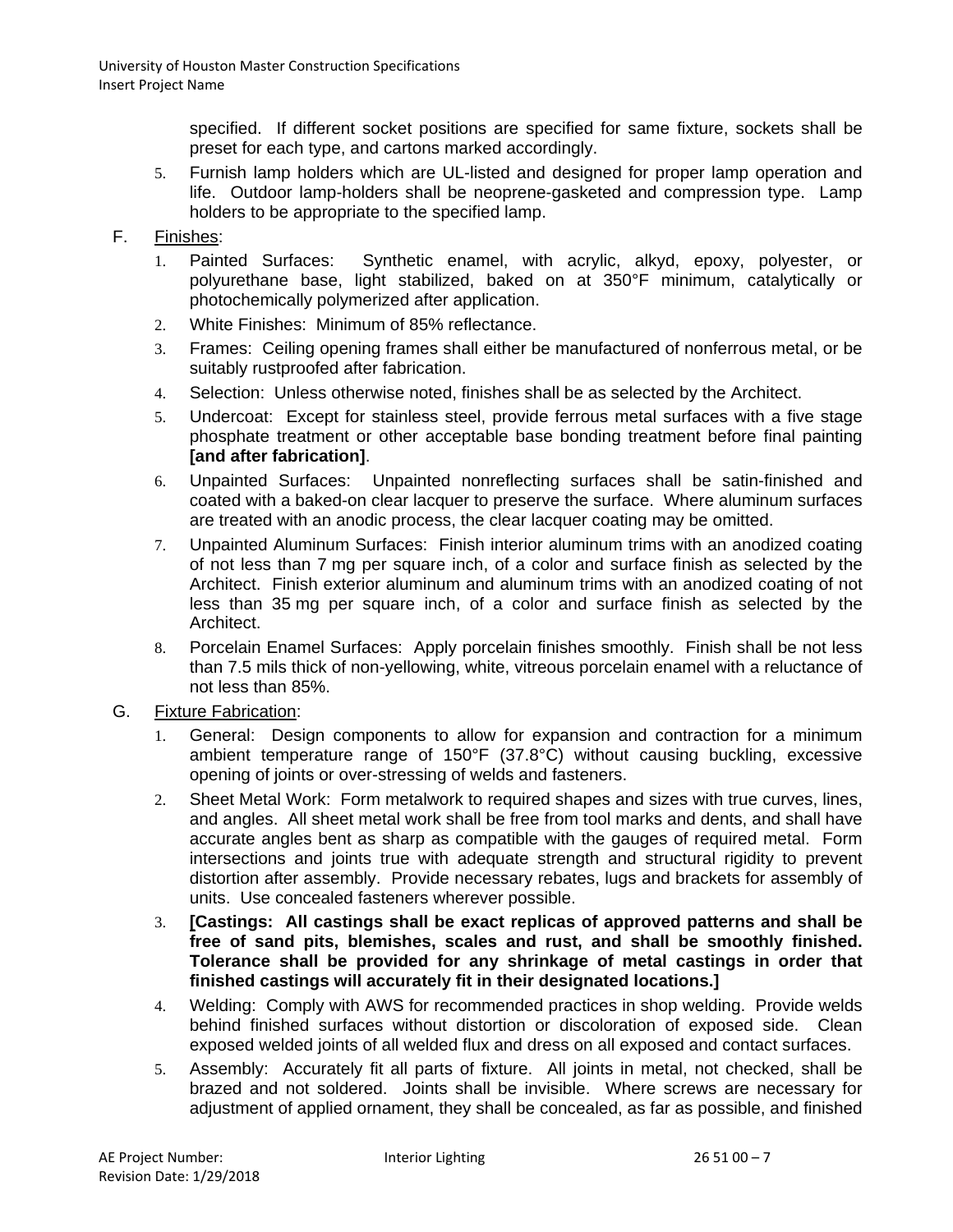specified. If different socket positions are specified for same fixture, sockets shall be preset for each type, and cartons marked accordingly.

5. Furnish lamp holders which are UL-listed and designed for proper lamp operation and life. Outdoor lamp-holders shall be neoprene-gasketed and compression type. Lamp holders to be appropriate to the specified lamp.

F. Finishes:

1. Painted Surfaces: Synthetic enamel, with acrylic, alkyd, epoxy, polyester, or polyurethane base, light stabilized, baked on at 350°F minimum, catalytically or photochemically polymerized after application.
2. White Finishes: Minimum of 85% reflectance.
3. Frames: Ceiling opening frames shall either be manufactured of nonferrous metal, or be suitably rustproofed after fabrication.
4. Selection: Unless otherwise noted, finishes shall be as selected by the Architect.
5. Undercoat: Except for stainless steel, provide ferrous metal surfaces with a five stage phosphate treatment or other acceptable base bonding treatment before final painting **[and after fabrication]**.
6. Unpainted Surfaces: Unpainted nonreflecting surfaces shall be satin-finished and coated with a baked-on clear lacquer to preserve the surface. Where aluminum surfaces are treated with an anodic process, the clear lacquer coating may be omitted.
7. Unpainted Aluminum Surfaces: Finish interior aluminum trims with an anodized coating of not less than 7 mg per square inch, of a color and surface finish as selected by the Architect. Finish exterior aluminum and aluminum trims with an anodized coating of not less than 35 mg per square inch, of a color and surface finish as selected by the Architect.
8. Porcelain Enamel Surfaces: Apply porcelain finishes smoothly. Finish shall be not less than 7.5 mils thick of non-yellowing, white, vitreous porcelain enamel with a reluctance of not less than 85%.

G. Fixture Fabrication:

1. General: Design components to allow for expansion and contraction for a minimum ambient temperature range of 150°F (37.8°C) without causing buckling, excessive opening of joints or over-stressing of welds and fasteners.
2. Sheet Metal Work: Form metalwork to required shapes and sizes with true curves, lines, and angles. All sheet metal work shall be free from tool marks and dents, and shall have accurate angles bent as sharp as compatible with the gauges of required metal. Form intersections and joints true with adequate strength and structural rigidity to prevent distortion after assembly. Provide necessary rebates, lugs and brackets for assembly of units. Use concealed fasteners wherever possible.
3. **[Castings: All castings shall be exact replicas of approved patterns and shall be free of sand pits, blemishes, scales and rust, and shall be smoothly finished. Tolerance shall be provided for any shrinkage of metal castings in order that finished castings will accurately fit in their designated locations.]**
4. Welding: Comply with AWS for recommended practices in shop welding. Provide welds behind finished surfaces without distortion or discoloration of exposed side. Clean exposed welded joints of all welded flux and dress on all exposed and contact surfaces.
5. Assembly: Accurately fit all parts of fixture. All joints in metal, not checked, shall be brazed and not soldered. Joints shall be invisible. Where screws are necessary for adjustment of applied ornament, they shall be concealed, as far as possible, and finished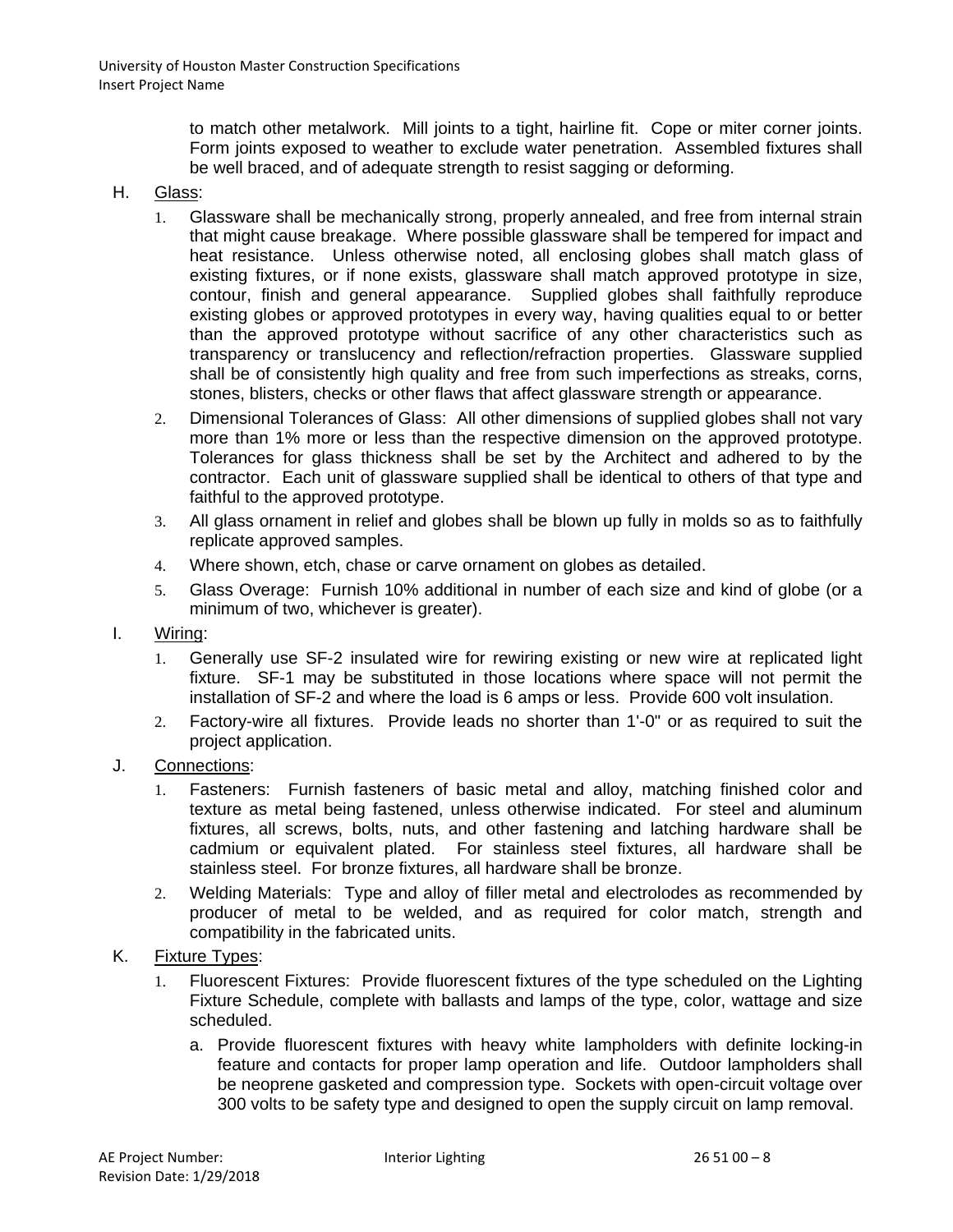to match other metalwork. Mill joints to a tight, hairline fit. Cope or miter corner joints. Form joints exposed to weather to exclude water penetration. Assembled fixtures shall be well braced, and of adequate strength to resist sagging or deforming.

H. Glass:

1. Glassware shall be mechanically strong, properly annealed, and free from internal strain that might cause breakage. Where possible glassware shall be tempered for impact and heat resistance. Unless otherwise noted, all enclosing globes shall match glass of existing fixtures, or if none exists, glassware shall match approved prototype in size, contour, finish and general appearance. Supplied globes shall faithfully reproduce existing globes or approved prototypes in every way, having qualities equal to or better than the approved prototype without sacrifice of any other characteristics such as transparency or translucency and reflection/refraction properties. Glassware supplied shall be of consistently high quality and free from such imperfections as streaks, corns, stones, blisters, checks or other flaws that affect glassware strength or appearance.
2. Dimensional Tolerances of Glass: All other dimensions of supplied globes shall not vary more than 1% more or less than the respective dimension on the approved prototype. Tolerances for glass thickness shall be set by the Architect and adhered to by the contractor. Each unit of glassware supplied shall be identical to others of that type and faithful to the approved prototype.
3. All glass ornament in relief and globes shall be blown up fully in molds so as to faithfully replicate approved samples.
4. Where shown, etch, chase or carve ornament on globes as detailed.
5. Glass Overage: Furnish 10% additional in number of each size and kind of globe (or a minimum of two, whichever is greater).

I. Wiring:

1. Generally use SF-2 insulated wire for rewiring existing or new wire at replicated light fixture. SF-1 may be substituted in those locations where space will not permit the installation of SF-2 and where the load is 6 amps or less. Provide 600 volt insulation.
2. Factory-wire all fixtures. Provide leads no shorter than 1'-0" or as required to suit the project application.

J. Connections:

1. Fasteners: Furnish fasteners of basic metal and alloy, matching finished color and texture as metal being fastened, unless otherwise indicated. For steel and aluminum fixtures, all screws, bolts, nuts, and other fastening and latching hardware shall be cadmium or equivalent plated. For stainless steel fixtures, all hardware shall be stainless steel. For bronze fixtures, all hardware shall be bronze.
2. Welding Materials: Type and alloy of filler metal and electrolodes as recommended by producer of metal to be welded, and as required for color match, strength and compatibility in the fabricated units.

K. Fixture Types:

1. Fluorescent Fixtures: Provide fluorescent fixtures of the type scheduled on the Lighting Fixture Schedule, complete with ballasts and lamps of the type, color, wattage and size scheduled.
   a. Provide fluorescent fixtures with heavy white lampholders with definite locking-in feature and contacts for proper lamp operation and life. Outdoor lampholders shall be neoprene gasketed and compression type. Sockets with open-circuit voltage over 300 volts to be safety type and designed to open the supply circuit on lamp removal.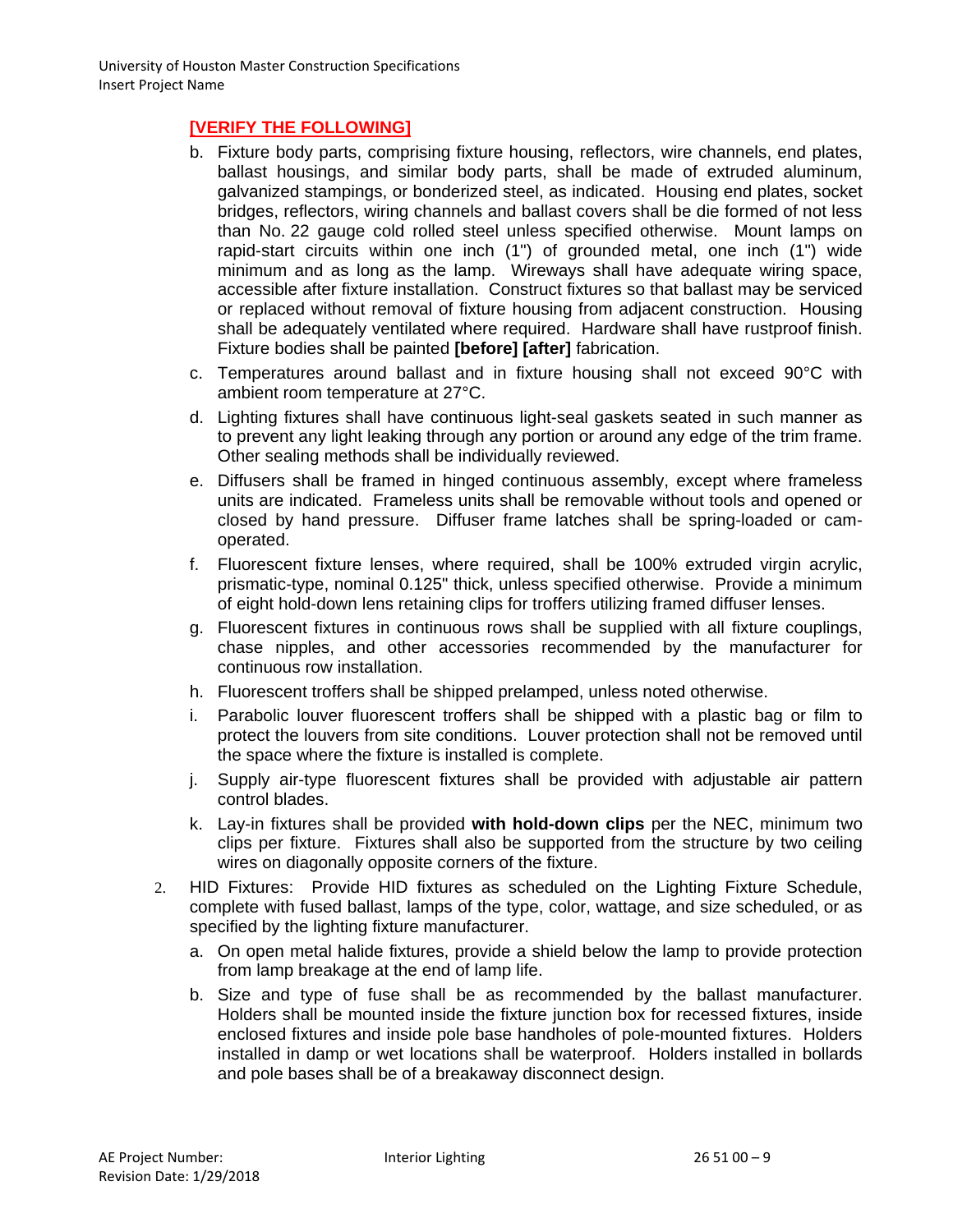**[VERIFY THE FOLLOWING]**

b. Fixture body parts, comprising fixture housing, reflectors, wire channels, end plates, ballast housings, and similar body parts, shall be made of extruded aluminum, galvanized stampings, or bonderized steel, as indicated. Housing end plates, socket bridges, reflectors, wiring channels and ballast covers shall be die formed of not less than No. 22 gauge cold rolled steel unless specified otherwise. Mount lamps on rapid-start circuits within one inch (1") of grounded metal, one inch (1") wide minimum and as long as the lamp. Wireways shall have adequate wiring space, accessible after fixture installation. Construct fixtures so that ballast may be serviced or replaced without removal of fixture housing from adjacent construction. Housing shall be adequately ventilated where required. Hardware shall have rustproof finish. Fixture bodies shall be painted **[before] [after]** fabrication.

c. Temperatures around ballast and in fixture housing shall not exceed 90°C with ambient room temperature at 27°C.

d. Lighting fixtures shall have continuous light-seal gaskets seated in such manner as to prevent any light leaking through any portion or around any edge of the trim frame. Other sealing methods shall be individually reviewed.

e. Diffusers shall be framed in hinged continuous assembly, except where frameless units are indicated. Frameless units shall be removable without tools and opened or closed by hand pressure. Diffuser frame latches shall be spring-loaded or cam-operated.

f. Fluorescent fixture lenses, where required, shall be 100% extruded virgin acrylic, prismatic-type, nominal 0.125" thick, unless specified otherwise. Provide a minimum of eight hold-down lens retaining clips for troffers utilizing framed diffuser lenses.

g. Fluorescent fixtures in continuous rows shall be supplied with all fixture couplings, chase nipples, and other accessories recommended by the manufacturer for continuous row installation.

h. Fluorescent troffers shall be shipped prelamped, unless noted otherwise.

i. Parabolic louver fluorescent troffers shall be shipped with a plastic bag or film to protect the louvers from site conditions. Louver protection shall not be removed until the space where the fixture is installed is complete.

j. Supply air-type fluorescent fixtures shall be provided with adjustable air pattern control blades.

k. Lay-in fixtures shall be provided **with hold-down clips** per the NEC, minimum two clips per fixture. Fixtures shall also be supported from the structure by two ceiling wires on diagonally opposite corners of the fixture.

2. HID Fixtures: Provide HID fixtures as scheduled on the Lighting Fixture Schedule, complete with fused ballast, lamps of the type, color, wattage, and size scheduled, or as specified by the lighting fixture manufacturer.

   a. On open metal halide fixtures, provide a shield below the lamp to provide protection from lamp breakage at the end of lamp life.

   b. Size and type of fuse shall be as recommended by the ballast manufacturer. Holders shall be mounted inside the fixture junction box for recessed fixtures, inside enclosed fixtures and inside pole base handholes of pole-mounted fixtures. Holders installed in damp or wet locations shall be waterproof. Holders installed in bollards and pole bases shall be of a breakaway disconnect design.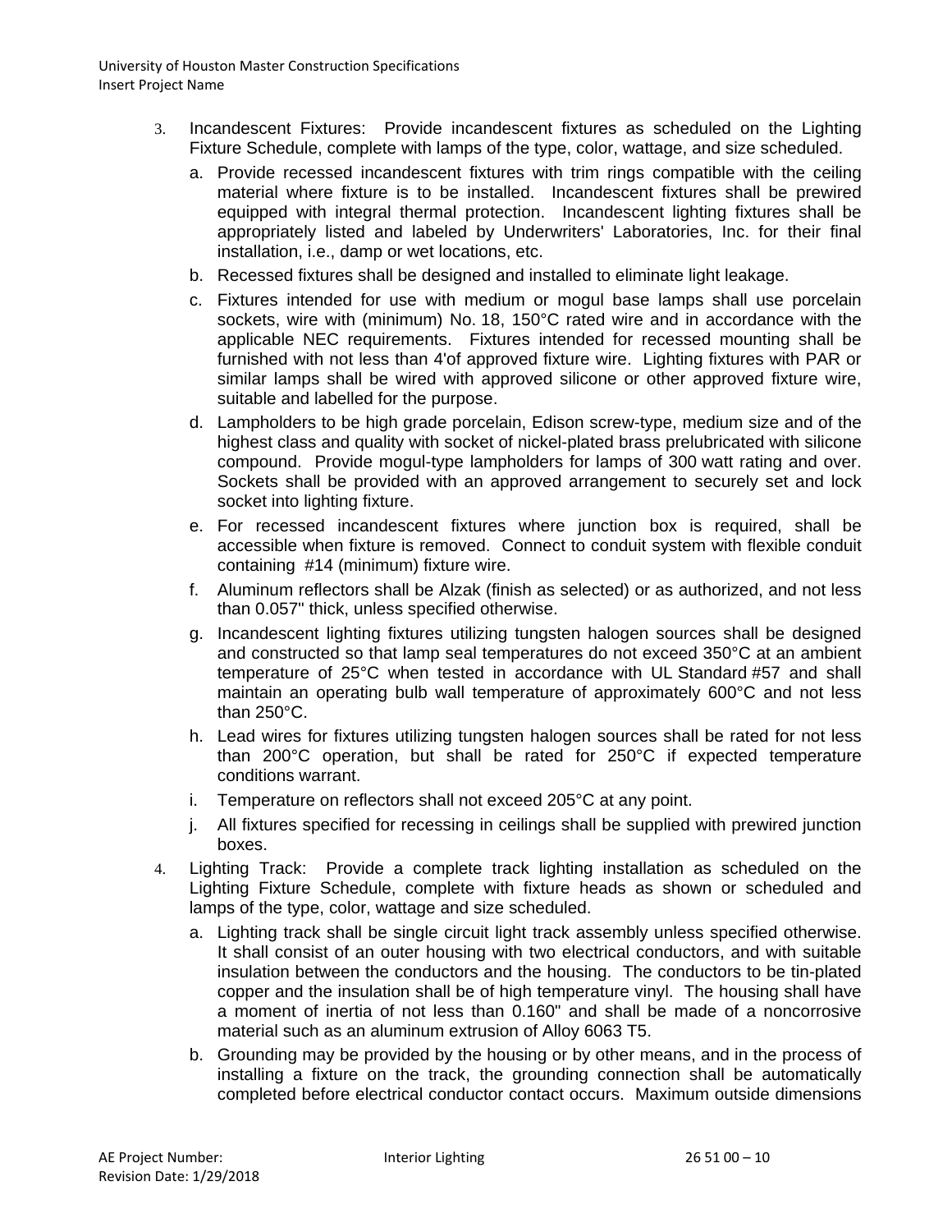3. Incandescent Fixtures: Provide incandescent fixtures as scheduled on the Lighting Fixture Schedule, complete with lamps of the type, color, wattage, and size scheduled.

   a. Provide recessed incandescent fixtures with trim rings compatible with the ceiling material where fixture is to be installed. Incandescent fixtures shall be prewired equipped with integral thermal protection. Incandescent lighting fixtures shall be appropriately listed and labeled by Underwriters' Laboratories, Inc. for their final installation, i.e., damp or wet locations, etc.

   b. Recessed fixtures shall be designed and installed to eliminate light leakage.

   c. Fixtures intended for use with medium or mogul base lamps shall use porcelain sockets, wire with (minimum) No. 18, 150°C rated wire and in accordance with the applicable NEC requirements. Fixtures intended for recessed mounting shall be furnished with not less than 4'of approved fixture wire. Lighting fixtures with PAR or similar lamps shall be wired with approved silicone or other approved fixture wire, suitable and labelled for the purpose.

   d. Lampholders to be high grade porcelain, Edison screw-type, medium size and of the highest class and quality with socket of nickel-plated brass prelubricated with silicone compound. Provide mogul-type lampholders for lamps of 300 watt rating and over. Sockets shall be provided with an approved arrangement to securely set and lock socket into lighting fixture.

   e. For recessed incandescent fixtures where junction box is required, shall be accessible when fixture is removed. Connect to conduit system with flexible conduit containing #14 (minimum) fixture wire.

   f. Aluminum reflectors shall be Alzak (finish as selected) or as authorized, and not less than 0.057" thick, unless specified otherwise.

   g. Incandescent lighting fixtures utilizing tungsten halogen sources shall be designed and constructed so that lamp seal temperatures do not exceed 350°C at an ambient temperature of 25°C when tested in accordance with UL Standard #57 and shall maintain an operating bulb wall temperature of approximately 600°C and not less than 250°C.

   h. Lead wires for fixtures utilizing tungsten halogen sources shall be rated for not less than 200°C operation, but shall be rated for 250°C if expected temperature conditions warrant.

   i. Temperature on reflectors shall not exceed 205°C at any point.

   j. All fixtures specified for recessing in ceilings shall be supplied with prewired junction boxes.

4. Lighting Track: Provide a complete track lighting installation as scheduled on the Lighting Fixture Schedule, complete with fixture heads as shown or scheduled and lamps of the type, color, wattage and size scheduled.

   a. Lighting track shall be single circuit light track assembly unless specified otherwise. It shall consist of an outer housing with two electrical conductors, and with suitable insulation between the conductors and the housing. The conductors to be tin-plated copper and the insulation shall be of high temperature vinyl. The housing shall have a moment of inertia of not less than 0.160" and shall be made of a noncorrosive material such as an aluminum extrusion of Alloy 6063 T5.

   b. Grounding may be provided by the housing or by other means, and in the process of installing a fixture on the track, the grounding connection shall be automatically completed before electrical conductor contact occurs. Maximum outside dimensions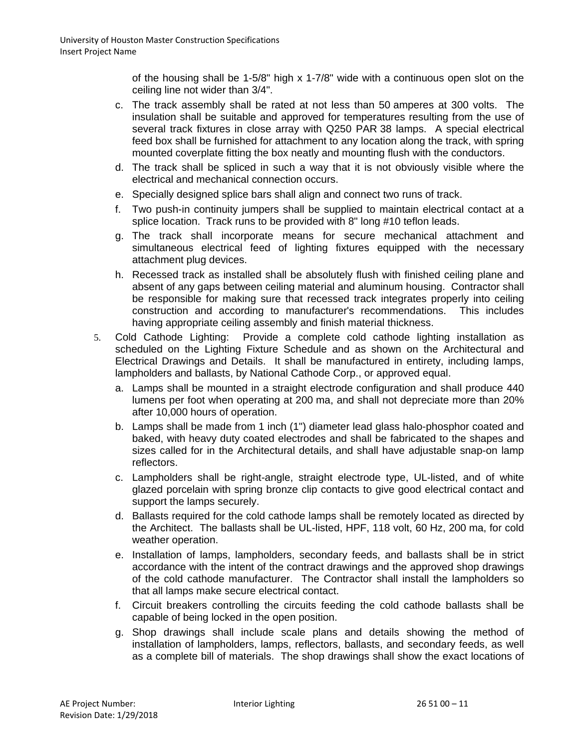of the housing shall be 1-5/8" high x 1-7/8" wide with a continuous open slot on the ceiling line not wider than 3/4".

   c. The track assembly shall be rated at not less than 50 amperes at 300 volts. The insulation shall be suitable and approved for temperatures resulting from the use of several track fixtures in close array with Q250 PAR 38 lamps. A special electrical feed box shall be furnished for attachment to any location along the track, with spring mounted coverplate fitting the box neatly and mounting flush with the conductors.
   d. The track shall be spliced in such a way that it is not obviously visible where the electrical and mechanical connection occurs.
   e. Specially designed splice bars shall align and connect two runs of track.
   f. Two push-in continuity jumpers shall be supplied to maintain electrical contact at a splice location. Track runs to be provided with 8" long #10 teflon leads.
   g. The track shall incorporate means for secure mechanical attachment and simultaneous electrical feed of lighting fixtures equipped with the necessary attachment plug devices.
   h. Recessed track as installed shall be absolutely flush with finished ceiling plane and absent of any gaps between ceiling material and aluminum housing. Contractor shall be responsible for making sure that recessed track integrates properly into ceiling construction and according to manufacturer's recommendations. This includes having appropriate ceiling assembly and finish material thickness.

5. Cold Cathode Lighting: Provide a complete cold cathode lighting installation as scheduled on the Lighting Fixture Schedule and as shown on the Architectural and Electrical Drawings and Details. It shall be manufactured in entirety, including lamps, lampholders and ballasts, by National Cathode Corp., or approved equal.
   a. Lamps shall be mounted in a straight electrode configuration and shall produce 440 lumens per foot when operating at 200 ma, and shall not depreciate more than 20% after 10,000 hours of operation.
   b. Lamps shall be made from 1 inch (1") diameter lead glass halo-phosphor coated and baked, with heavy duty coated electrodes and shall be fabricated to the shapes and sizes called for in the Architectural details, and shall have adjustable snap-on lamp reflectors.
   c. Lampholders shall be right-angle, straight electrode type, UL-listed, and of white glazed porcelain with spring bronze clip contacts to give good electrical contact and support the lamps securely.
   d. Ballasts required for the cold cathode lamps shall be remotely located as directed by the Architect. The ballasts shall be UL-listed, HPF, 118 volt, 60 Hz, 200 ma, for cold weather operation.
   e. Installation of lamps, lampholders, secondary feeds, and ballasts shall be in strict accordance with the intent of the contract drawings and the approved shop drawings of the cold cathode manufacturer. The Contractor shall install the lampholders so that all lamps make secure electrical contact.
   f. Circuit breakers controlling the circuits feeding the cold cathode ballasts shall be capable of being locked in the open position.
   g. Shop drawings shall include scale plans and details showing the method of installation of lampholders, lamps, reflectors, ballasts, and secondary feeds, as well as a complete bill of materials. The shop drawings shall show the exact locations of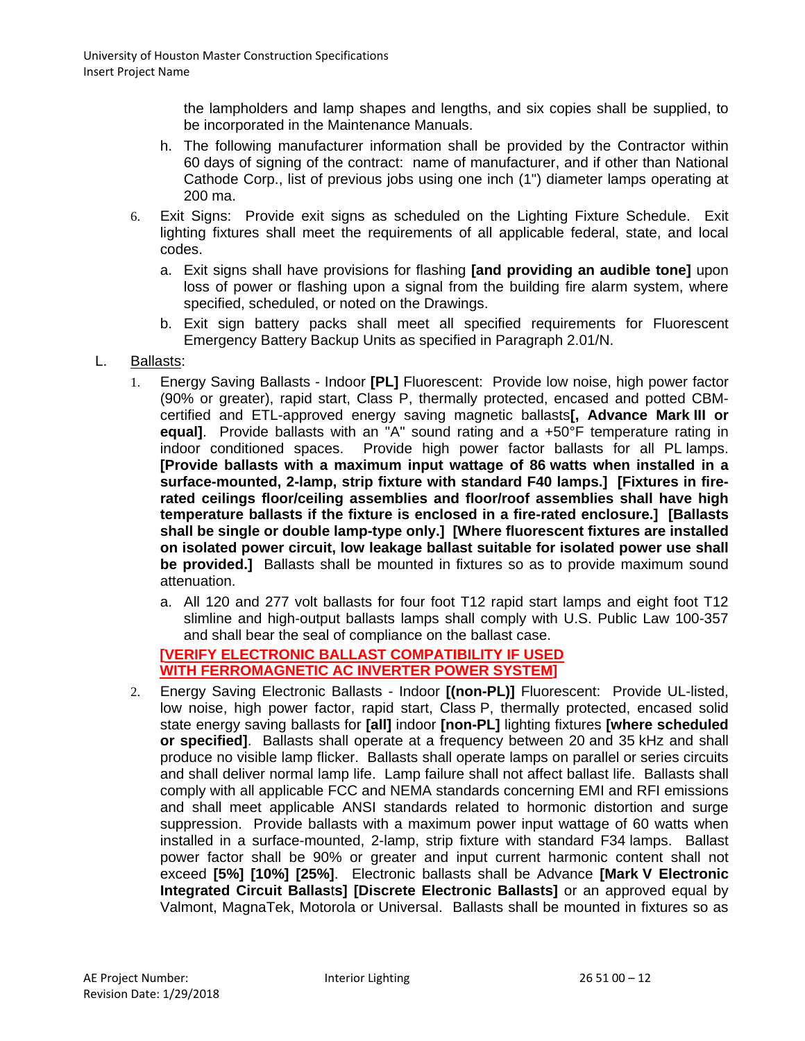the lampholders and lamp shapes and lengths, and six copies shall be supplied, to be incorporated in the Maintenance Manuals.

h. The following manufacturer information shall be provided by the Contractor within 60 days of signing of the contract: name of manufacturer, and if other than National Cathode Corp., list of previous jobs using one inch (1") diameter lamps operating at 200 ma.

6. Exit Signs: Provide exit signs as scheduled on the Lighting Fixture Schedule. Exit lighting fixtures shall meet the requirements of all applicable federal, state, and local codes.

   a. Exit signs shall have provisions for flashing **[and providing an audible tone]** upon loss of power or flashing upon a signal from the building fire alarm system, where specified, scheduled, or noted on the Drawings.

   b. Exit sign battery packs shall meet all specified requirements for Fluorescent Emergency Battery Backup Units as specified in Paragraph 2.01/N.

L. Ballasts:

1. Energy Saving Ballasts - Indoor **[PL]** Fluorescent: Provide low noise, high power factor (90% or greater), rapid start, Class P, thermally protected, encased and potted CBM-certified and ETL-approved energy saving magnetic ballasts**[, Advance Mark III or equal]**. Provide ballasts with an "A" sound rating and a +50°F temperature rating in indoor conditioned spaces. Provide high power factor ballasts for all PL lamps. **[Provide ballasts with a maximum input wattage of 86 watts when installed in a surface-mounted, 2-lamp, strip fixture with standard F40 lamps.] [Fixtures in fire-rated ceilings floor/ceiling assemblies and floor/roof assemblies shall have high temperature ballasts if the fixture is enclosed in a fire-rated enclosure.] [Ballasts shall be single or double lamp-type only.] [Where fluorescent fixtures are installed on isolated power circuit, low leakage ballast suitable for isolated power use shall be provided.]** Ballasts shall be mounted in fixtures so as to provide maximum sound attenuation.

   a. All 120 and 277 volt ballasts for four foot T12 rapid start lamps and eight foot T12 slimline and high-output ballasts lamps shall comply with U.S. Public Law 100-357 and shall bear the seal of compliance on the ballast case.

**[VERIFY ELECTRONIC BALLAST COMPATIBILITY IF USED WITH FERROMAGNETIC AC INVERTER POWER SYSTEM]**

2. Energy Saving Electronic Ballasts - Indoor **[(non-PL)]** Fluorescent: Provide UL-listed, low noise, high power factor, rapid start, Class P, thermally protected, encased solid state energy saving ballasts for **[all]** indoor **[non-PL]** lighting fixtures **[where scheduled or specified]**. Ballasts shall operate at a frequency between 20 and 35 kHz and shall produce no visible lamp flicker. Ballasts shall operate lamps on parallel or series circuits and shall deliver normal lamp life. Lamp failure shall not affect ballast life. Ballasts shall comply with all applicable FCC and NEMA standards concerning EMI and RFI emissions and shall meet applicable ANSI standards related to hormonic distortion and surge suppression. Provide ballasts with a maximum power input wattage of 60 watts when installed in a surface-mounted, 2-lamp, strip fixture with standard F34 lamps. Ballast power factor shall be 90% or greater and input current harmonic content shall not exceed **[5%] [10%] [25%]**. Electronic ballasts shall be Advance **[Mark V Electronic Integrated Circuit Ballasts] [Discrete Electronic Ballasts]** or an approved equal by Valmont, MagnaTek, Motorola or Universal. Ballasts shall be mounted in fixtures so as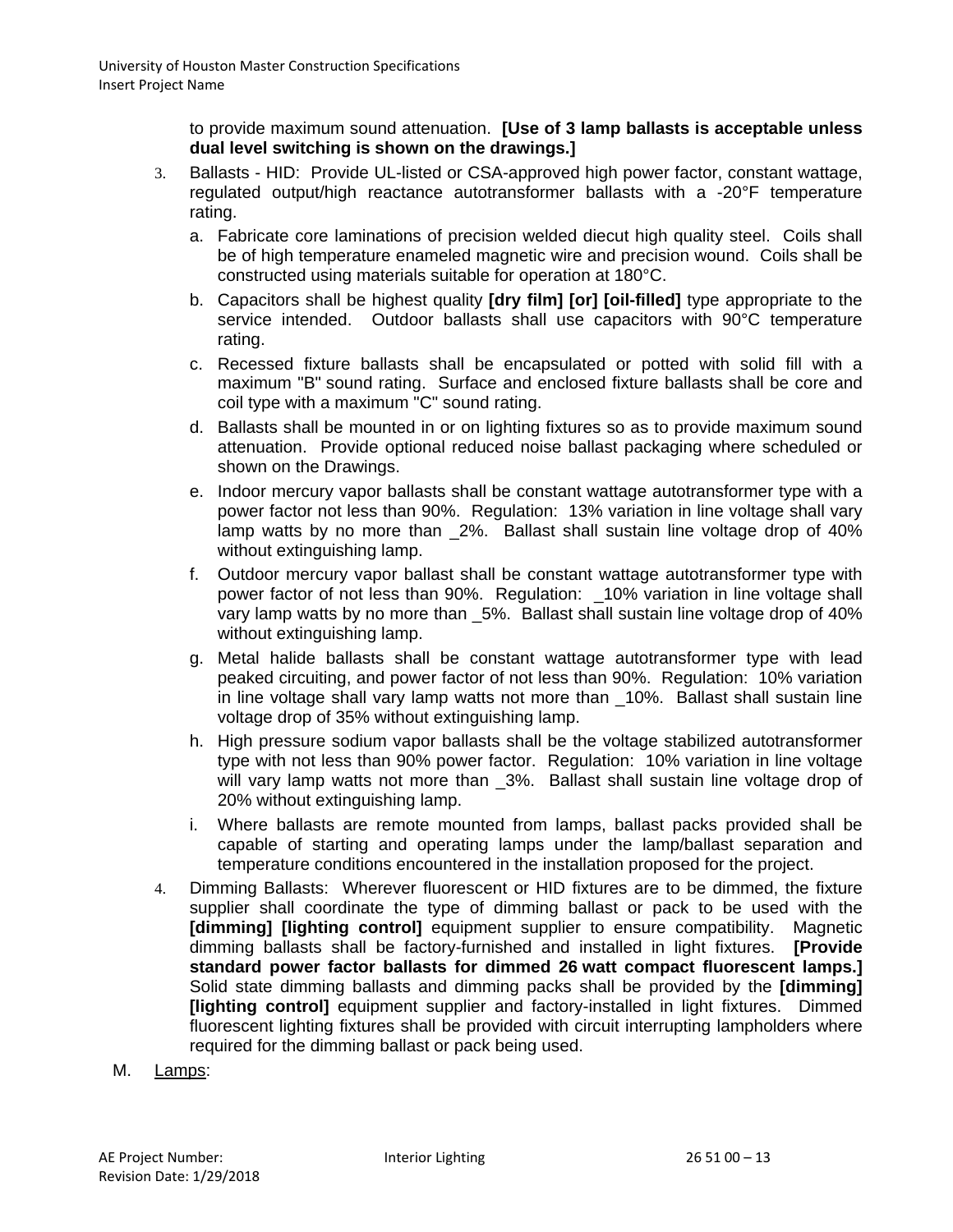to provide maximum sound attenuation. **[Use of 3 lamp ballasts is acceptable unless dual level switching is shown on the drawings.]**

3. Ballasts - HID: Provide UL-listed or CSA-approved high power factor, constant wattage, regulated output/high reactance autotransformer ballasts with a -20°F temperature rating.
   a. Fabricate core laminations of precision welded diecut high quality steel. Coils shall be of high temperature enameled magnetic wire and precision wound. Coils shall be constructed using materials suitable for operation at 180°C.
   b. Capacitors shall be highest quality **[dry film] [or] [oil-filled]** type appropriate to the service intended. Outdoor ballasts shall use capacitors with 90°C temperature rating.
   c. Recessed fixture ballasts shall be encapsulated or potted with solid fill with a maximum "B" sound rating. Surface and enclosed fixture ballasts shall be core and coil type with a maximum "C" sound rating.
   d. Ballasts shall be mounted in or on lighting fixtures so as to provide maximum sound attenuation. Provide optional reduced noise ballast packaging where scheduled or shown on the Drawings.
   e. Indoor mercury vapor ballasts shall be constant wattage autotransformer type with a power factor not less than 90%. Regulation: 13% variation in line voltage shall vary lamp watts by no more than _2%. Ballast shall sustain line voltage drop of 40% without extinguishing lamp.
   f. Outdoor mercury vapor ballast shall be constant wattage autotransformer type with power factor of not less than 90%. Regulation: _10% variation in line voltage shall vary lamp watts by no more than _5%. Ballast shall sustain line voltage drop of 40% without extinguishing lamp.
   g. Metal halide ballasts shall be constant wattage autotransformer type with lead peaked circuiting, and power factor of not less than 90%. Regulation: 10% variation in line voltage shall vary lamp watts not more than _10%. Ballast shall sustain line voltage drop of 35% without extinguishing lamp.
   h. High pressure sodium vapor ballasts shall be the voltage stabilized autotransformer type with not less than 90% power factor. Regulation: 10% variation in line voltage will vary lamp watts not more than _3%. Ballast shall sustain line voltage drop of 20% without extinguishing lamp.
   i. Where ballasts are remote mounted from lamps, ballast packs provided shall be capable of starting and operating lamps under the lamp/ballast separation and temperature conditions encountered in the installation proposed for the project.
4. Dimming Ballasts: Wherever fluorescent or HID fixtures are to be dimmed, the fixture supplier shall coordinate the type of dimming ballast or pack to be used with the **[dimming] [lighting control]** equipment supplier to ensure compatibility. Magnetic dimming ballasts shall be factory-furnished and installed in light fixtures. **[Provide standard power factor ballasts for dimmed 26 watt compact fluorescent lamps.]** Solid state dimming ballasts and dimming packs shall be provided by the **[dimming] [lighting control]** equipment supplier and factory-installed in light fixtures. Dimmed fluorescent lighting fixtures shall be provided with circuit interrupting lampholders where required for the dimming ballast or pack being used.

M. Lamps: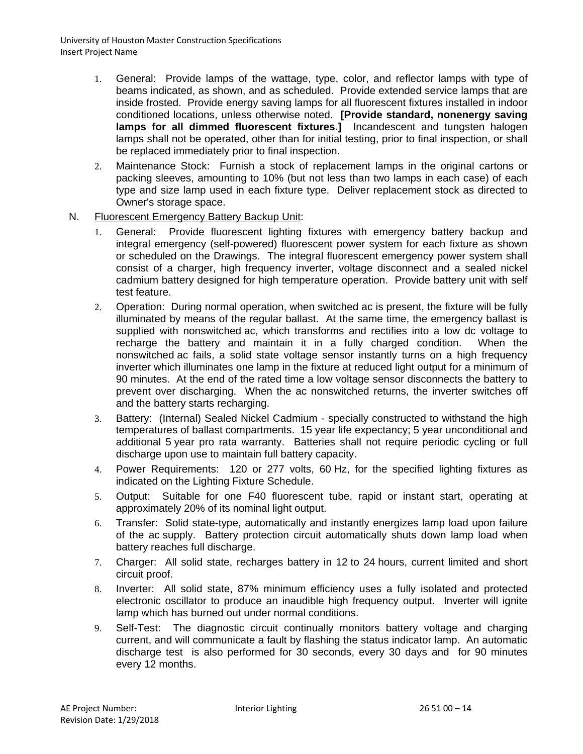1. General: Provide lamps of the wattage, type, color, and reflector lamps with type of beams indicated, as shown, and as scheduled. Provide extended service lamps that are inside frosted. Provide energy saving lamps for all fluorescent fixtures installed in indoor conditioned locations, unless otherwise noted. **[Provide standard, nonenergy saving lamps for all dimmed fluorescent fixtures.]** Incandescent and tungsten halogen lamps shall not be operated, other than for initial testing, prior to final inspection, or shall be replaced immediately prior to final inspection.
2. Maintenance Stock: Furnish a stock of replacement lamps in the original cartons or packing sleeves, amounting to 10% (but not less than two lamps in each case) of each type and size lamp used in each fixture type. Deliver replacement stock as directed to Owner's storage space.

N. <u>Fluorescent Emergency Battery Backup Unit</u>:

1. General: Provide fluorescent lighting fixtures with emergency battery backup and integral emergency (self-powered) fluorescent power system for each fixture as shown or scheduled on the Drawings. The integral fluorescent emergency power system shall consist of a charger, high frequency inverter, voltage disconnect and a sealed nickel cadmium battery designed for high temperature operation. Provide battery unit with self test feature.
2. Operation: During normal operation, when switched ac is present, the fixture will be fully illuminated by means of the regular ballast. At the same time, the emergency ballast is supplied with nonswitched ac, which transforms and rectifies into a low dc voltage to recharge the battery and maintain it in a fully charged condition. When the nonswitched ac fails, a solid state voltage sensor instantly turns on a high frequency inverter which illuminates one lamp in the fixture at reduced light output for a minimum of 90 minutes. At the end of the rated time a low voltage sensor disconnects the battery to prevent over discharging. When the ac nonswitched returns, the inverter switches off and the battery starts recharging.
3. Battery: (Internal) Sealed Nickel Cadmium - specially constructed to withstand the high temperatures of ballast compartments. 15 year life expectancy; 5 year unconditional and additional 5 year pro rata warranty. Batteries shall not require periodic cycling or full discharge upon use to maintain full battery capacity.
4. Power Requirements: 120 or 277 volts, 60 Hz, for the specified lighting fixtures as indicated on the Lighting Fixture Schedule.
5. Output: Suitable for one F40 fluorescent tube, rapid or instant start, operating at approximately 20% of its nominal light output.
6. Transfer: Solid state-type, automatically and instantly energizes lamp load upon failure of the ac supply. Battery protection circuit automatically shuts down lamp load when battery reaches full discharge.
7. Charger: All solid state, recharges battery in 12 to 24 hours, current limited and short circuit proof.
8. Inverter: All solid state, 87% minimum efficiency uses a fully isolated and protected electronic oscillator to produce an inaudible high frequency output. Inverter will ignite lamp which has burned out under normal conditions.
9. Self-Test: The diagnostic circuit continually monitors battery voltage and charging current, and will communicate a fault by flashing the status indicator lamp. An automatic discharge test is also performed for 30 seconds, every 30 days and for 90 minutes every 12 months.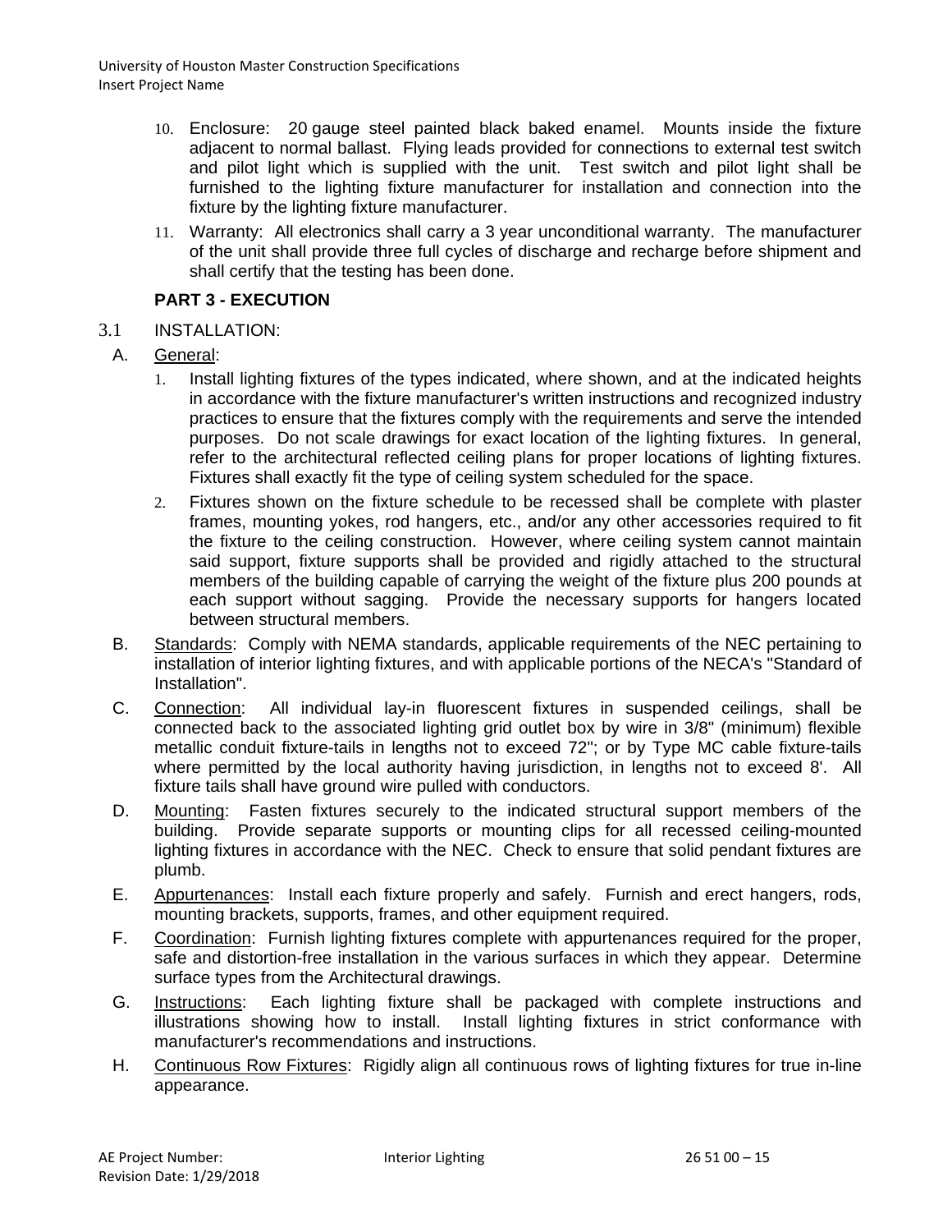10. Enclosure: 20 gauge steel painted black baked enamel. Mounts inside the fixture adjacent to normal ballast. Flying leads provided for connections to external test switch and pilot light which is supplied with the unit. Test switch and pilot light shall be furnished to the lighting fixture manufacturer for installation and connection into the fixture by the lighting fixture manufacturer.
11. Warranty: All electronics shall carry a 3 year unconditional warranty. The manufacturer of the unit shall provide three full cycles of discharge and recharge before shipment and shall certify that the testing has been done.

## PART 3 - EXECUTION

### 3.1 INSTALLATION:

A. General:

1. Install lighting fixtures of the types indicated, where shown, and at the indicated heights in accordance with the fixture manufacturer's written instructions and recognized industry practices to ensure that the fixtures comply with the requirements and serve the intended purposes. Do not scale drawings for exact location of the lighting fixtures. In general, refer to the architectural reflected ceiling plans for proper locations of lighting fixtures. Fixtures shall exactly fit the type of ceiling system scheduled for the space.
2. Fixtures shown on the fixture schedule to be recessed shall be complete with plaster frames, mounting yokes, rod hangers, etc., and/or any other accessories required to fit the fixture to the ceiling construction. However, where ceiling system cannot maintain said support, fixture supports shall be provided and rigidly attached to the structural members of the building capable of carrying the weight of the fixture plus 200 pounds at each support without sagging. Provide the necessary supports for hangers located between structural members.

B. Standards: Comply with NEMA standards, applicable requirements of the NEC pertaining to installation of interior lighting fixtures, and with applicable portions of the NECA's "Standard of Installation".

C. Connection: All individual lay-in fluorescent fixtures in suspended ceilings, shall be connected back to the associated lighting grid outlet box by wire in 3/8" (minimum) flexible metallic conduit fixture-tails in lengths not to exceed 72"; or by Type MC cable fixture-tails where permitted by the local authority having jurisdiction, in lengths not to exceed 8'. All fixture tails shall have ground wire pulled with conductors.

D. Mounting: Fasten fixtures securely to the indicated structural support members of the building. Provide separate supports or mounting clips for all recessed ceiling-mounted lighting fixtures in accordance with the NEC. Check to ensure that solid pendant fixtures are plumb.

E. Appurtenances: Install each fixture properly and safely. Furnish and erect hangers, rods, mounting brackets, supports, frames, and other equipment required.

F. Coordination: Furnish lighting fixtures complete with appurtenances required for the proper, safe and distortion-free installation in the various surfaces in which they appear. Determine surface types from the Architectural drawings.

G. Instructions: Each lighting fixture shall be packaged with complete instructions and illustrations showing how to install. Install lighting fixtures in strict conformance with manufacturer's recommendations and instructions.

H. Continuous Row Fixtures: Rigidly align all continuous rows of lighting fixtures for true in-line appearance.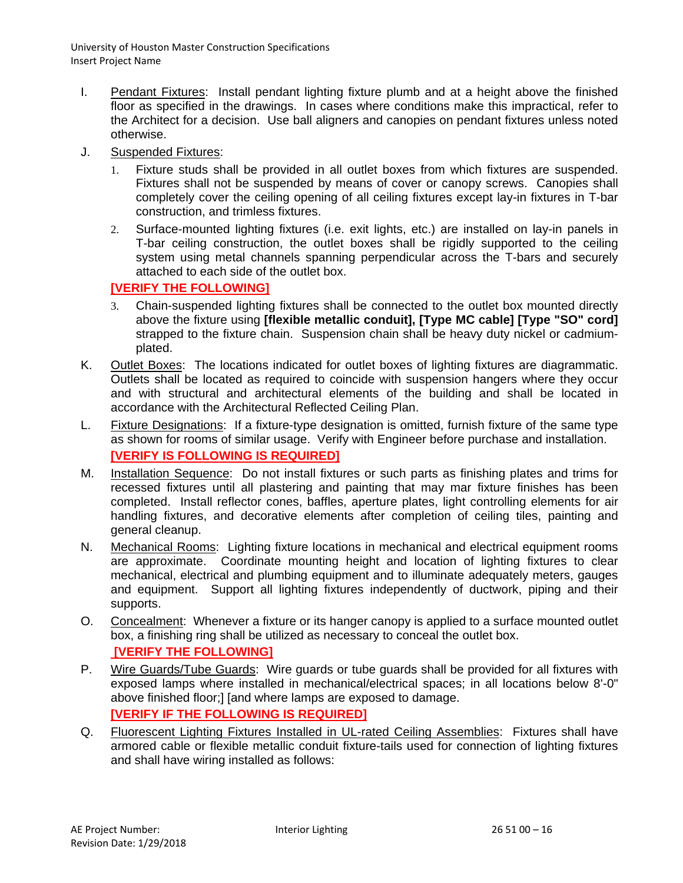I. Pendant Fixtures: Install pendant lighting fixture plumb and at a height above the finished floor as specified in the drawings. In cases where conditions make this impractical, refer to the Architect for a decision. Use ball aligners and canopies on pendant fixtures unless noted otherwise.

J. Suspended Fixtures:

1. Fixture studs shall be provided in all outlet boxes from which fixtures are suspended. Fixtures shall not be suspended by means of cover or canopy screws. Canopies shall completely cover the ceiling opening of all ceiling fixtures except lay-in fixtures in T-bar construction, and trimless fixtures.

2. Surface-mounted lighting fixtures (i.e. exit lights, etc.) are installed on lay-in panels in T-bar ceiling construction, the outlet boxes shall be rigidly supported to the ceiling system using metal channels spanning perpendicular across the T-bars and securely attached to each side of the outlet box.

**[VERIFY THE FOLLOWING]**

3. Chain-suspended lighting fixtures shall be connected to the outlet box mounted directly above the fixture using **[flexible metallic conduit], [Type MC cable] [Type "SO" cord]** strapped to the fixture chain. Suspension chain shall be heavy duty nickel or cadmium-plated.

K. Outlet Boxes: The locations indicated for outlet boxes of lighting fixtures are diagrammatic. Outlets shall be located as required to coincide with suspension hangers where they occur and with structural and architectural elements of the building and shall be located in accordance with the Architectural Reflected Ceiling Plan.

L. Fixture Designations: If a fixture-type designation is omitted, furnish fixture of the same type as shown for rooms of similar usage. Verify with Engineer before purchase and installation.

**[VERIFY IS FOLLOWING IS REQUIRED]**

M. Installation Sequence: Do not install fixtures or such parts as finishing plates and trims for recessed fixtures until all plastering and painting that may mar fixture finishes has been completed. Install reflector cones, baffles, aperture plates, light controlling elements for air handling fixtures, and decorative elements after completion of ceiling tiles, painting and general cleanup.

N. Mechanical Rooms: Lighting fixture locations in mechanical and electrical equipment rooms are approximate. Coordinate mounting height and location of lighting fixtures to clear mechanical, electrical and plumbing equipment and to illuminate adequately meters, gauges and equipment. Support all lighting fixtures independently of ductwork, piping and their supports.

O. Concealment: Whenever a fixture or its hanger canopy is applied to a surface mounted outlet box, a finishing ring shall be utilized as necessary to conceal the outlet box.

**[VERIFY THE FOLLOWING]**

P. Wire Guards/Tube Guards: Wire guards or tube guards shall be provided for all fixtures with exposed lamps where installed in mechanical/electrical spaces; in all locations below 8'-0" above finished floor;] [and where lamps are exposed to damage.

**[VERIFY IF THE FOLLOWING IS REQUIRED]**

Q. Fluorescent Lighting Fixtures Installed in UL-rated Ceiling Assemblies: Fixtures shall have armored cable or flexible metallic conduit fixture-tails used for connection of lighting fixtures and shall have wiring installed as follows: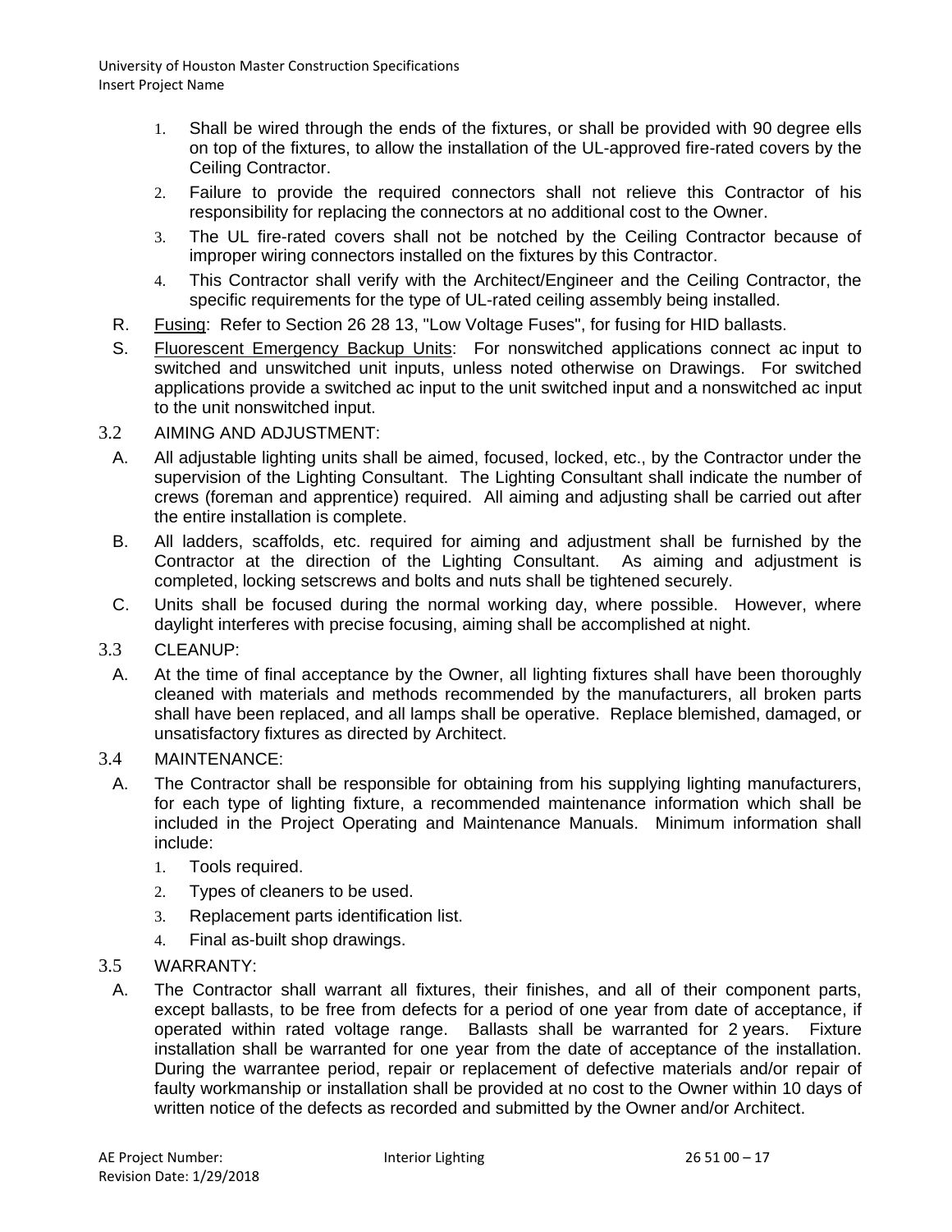1. Shall be wired through the ends of the fixtures, or shall be provided with 90 degree ells on top of the fixtures, to allow the installation of the UL-approved fire-rated covers by the Ceiling Contractor.
2. Failure to provide the required connectors shall not relieve this Contractor of his responsibility for replacing the connectors at no additional cost to the Owner.
3. The UL fire-rated covers shall not be notched by the Ceiling Contractor because of improper wiring connectors installed on the fixtures by this Contractor.
4. This Contractor shall verify with the Architect/Engineer and the Ceiling Contractor, the specific requirements for the type of UL-rated ceiling assembly being installed.

R. Fusing: Refer to Section 26 28 13, "Low Voltage Fuses", for fusing for HID ballasts.

S. Fluorescent Emergency Backup Units: For nonswitched applications connect ac input to switched and unswitched unit inputs, unless noted otherwise on Drawings. For switched applications provide a switched ac input to the unit switched input and a nonswitched ac input to the unit nonswitched input.

3.2 AIMING AND ADJUSTMENT:

A. All adjustable lighting units shall be aimed, focused, locked, etc., by the Contractor under the supervision of the Lighting Consultant. The Lighting Consultant shall indicate the number of crews (foreman and apprentice) required. All aiming and adjusting shall be carried out after the entire installation is complete.

B. All ladders, scaffolds, etc. required for aiming and adjustment shall be furnished by the Contractor at the direction of the Lighting Consultant. As aiming and adjustment is completed, locking setscrews and bolts and nuts shall be tightened securely.

C. Units shall be focused during the normal working day, where possible. However, where daylight interferes with precise focusing, aiming shall be accomplished at night.

3.3 CLEANUP:

A. At the time of final acceptance by the Owner, all lighting fixtures shall have been thoroughly cleaned with materials and methods recommended by the manufacturers, all broken parts shall have been replaced, and all lamps shall be operative. Replace blemished, damaged, or unsatisfactory fixtures as directed by Architect.

3.4 MAINTENANCE:

A. The Contractor shall be responsible for obtaining from his supplying lighting manufacturers, for each type of lighting fixture, a recommended maintenance information which shall be included in the Project Operating and Maintenance Manuals. Minimum information shall include:
   1. Tools required.
   2. Types of cleaners to be used.
   3. Replacement parts identification list.
   4. Final as-built shop drawings.

3.5 WARRANTY:

A. The Contractor shall warrant all fixtures, their finishes, and all of their component parts, except ballasts, to be free from defects for a period of one year from date of acceptance, if operated within rated voltage range. Ballasts shall be warranted for 2 years. Fixture installation shall be warranted for one year from the date of acceptance of the installation. During the warrantee period, repair or replacement of defective materials and/or repair of faulty workmanship or installation shall be provided at no cost to the Owner within 10 days of written notice of the defects as recorded and submitted by the Owner and/or Architect.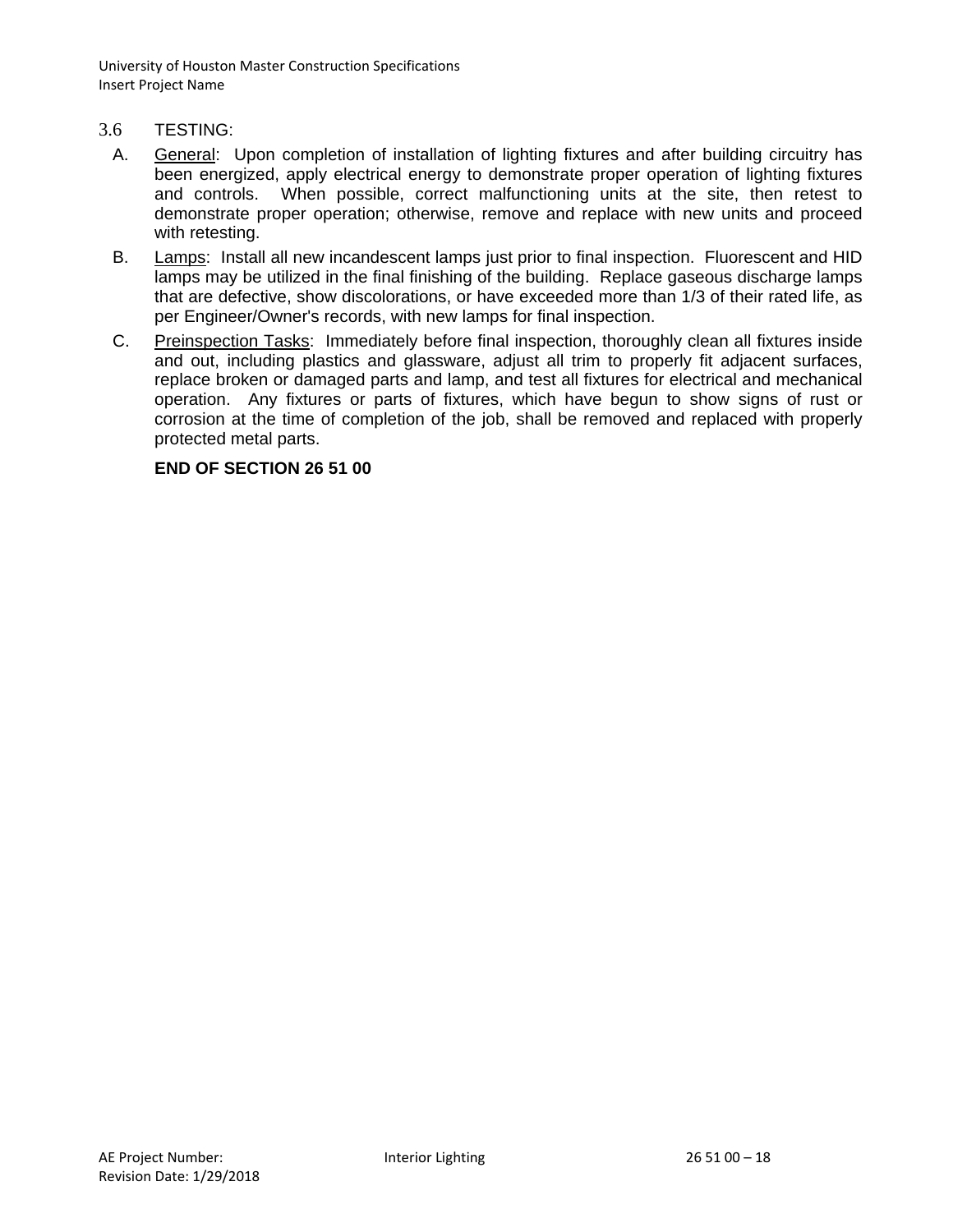### 3.6 TESTING:

A. General: Upon completion of installation of lighting fixtures and after building circuitry has been energized, apply electrical energy to demonstrate proper operation of lighting fixtures and controls. When possible, correct malfunctioning units at the site, then retest to demonstrate proper operation; otherwise, remove and replace with new units and proceed with retesting.

B. Lamps: Install all new incandescent lamps just prior to final inspection. Fluorescent and HID lamps may be utilized in the final finishing of the building. Replace gaseous discharge lamps that are defective, show discolorations, or have exceeded more than 1/3 of their rated life, as per Engineer/Owner's records, with new lamps for final inspection.

C. Preinspection Tasks: Immediately before final inspection, thoroughly clean all fixtures inside and out, including plastics and glassware, adjust all trim to properly fit adjacent surfaces, replace broken or damaged parts and lamp, and test all fixtures for electrical and mechanical operation. Any fixtures or parts of fixtures, which have begun to show signs of rust or corrosion at the time of completion of the job, shall be removed and replaced with properly protected metal parts.

**END OF SECTION 26 51 00**